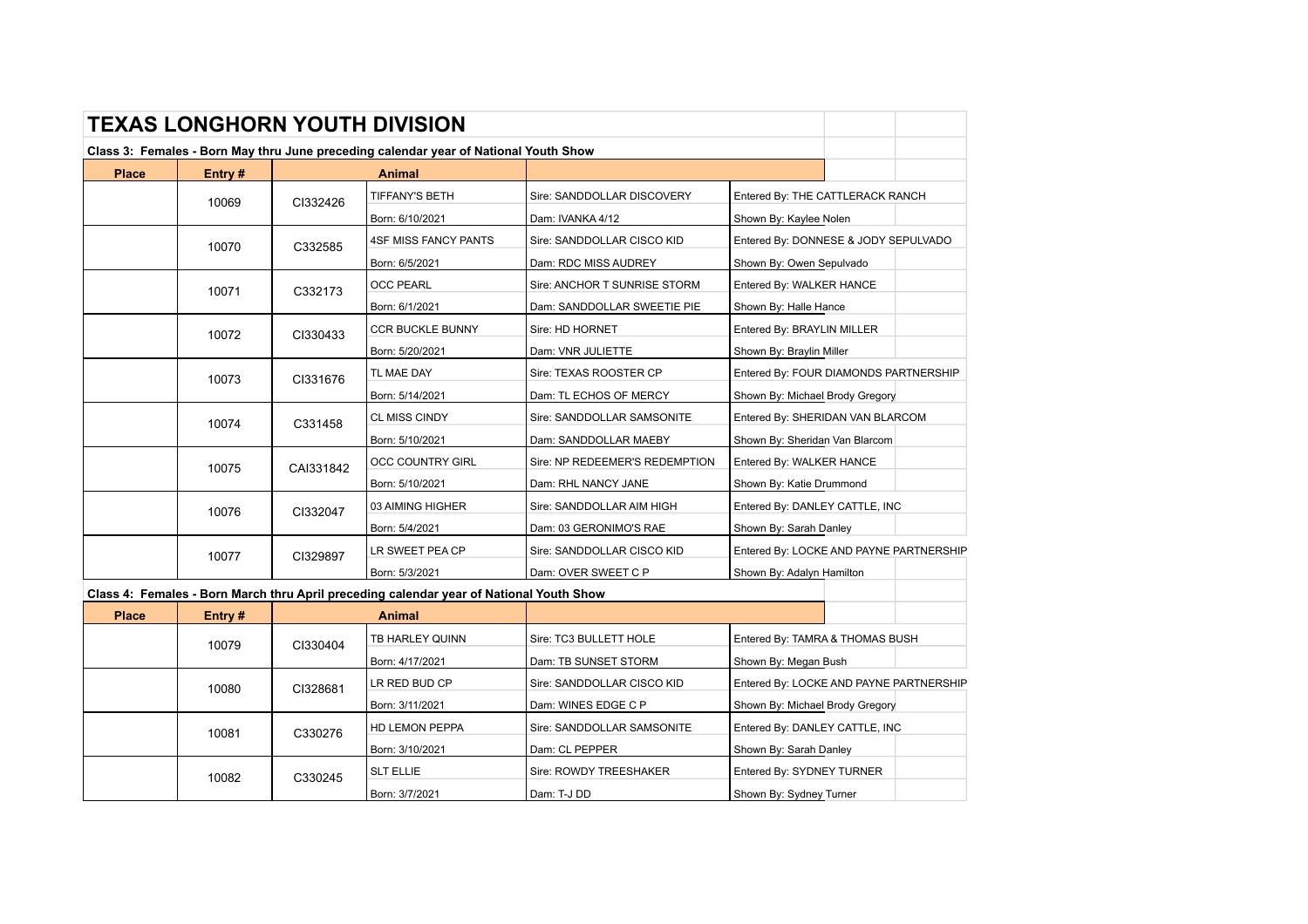# TEXAS LONGHORN YOUTH DIVISION

**Class 3: Females - Born May thru June preceding calendar year of National Youth Show**

| Place | Entry # | Animal | | | |
|---|---|---|---|---|---|
| | 10069 | CI332426 | TIFFANY'S BETH | Sire: SANDDOLLAR DISCOVERY | Entered By: THE CATTLERACK RANCH |
| | | | Born: 6/10/2021 | Dam: IVANKA 4/12 | Shown By: Kaylee Nolen |
| | 10070 | C332585 | 4SF MISS FANCY PANTS | Sire: SANDDOLLAR CISCO KID | Entered By: DONNESE & JODY SEPULVADO |
| | | | Born: 6/5/2021 | Dam: RDC MISS AUDREY | Shown By: Owen Sepulvado |
| | 10071 | C332173 | OCC PEARL | Sire: ANCHOR T SUNRISE STORM | Entered By: WALKER HANCE |
| | | | Born: 6/1/2021 | Dam: SANDDOLLAR SWEETIE PIE | Shown By: Halle Hance |
| | 10072 | CI330433 | CCR BUCKLE BUNNY | Sire: HD HORNET | Entered By: BRAYLIN MILLER |
| | | | Born: 5/20/2021 | Dam: VNR JULIETTE | Shown By: Braylin Miller |
| | 10073 | CI331676 | TL MAE DAY | Sire: TEXAS ROOSTER CP | Entered By: FOUR DIAMONDS PARTNERSHIP |
| | | | Born: 5/14/2021 | Dam: TL ECHOS OF MERCY | Shown By: Michael Brody Gregory |
| | 10074 | C331458 | CL MISS CINDY | Sire: SANDDOLLAR SAMSONITE | Entered By: SHERIDAN VAN BLARCOM |
| | | | Born: 5/10/2021 | Dam: SANDDOLLAR MAEBY | Shown By: Sheridan Van Blarcom |
| | 10075 | CAI331842 | OCC COUNTRY GIRL | Sire: NP REDEEMER'S REDEMPTION | Entered By: WALKER HANCE |
| | | | Born: 5/10/2021 | Dam: RHL NANCY JANE | Shown By: Katie Drummond |
| | 10076 | CI332047 | 03 AIMING HIGHER | Sire: SANDDOLLAR AIM HIGH | Entered By: DANLEY CATTLE, INC |
| | | | Born: 5/4/2021 | Dam: 03 GERONIMO'S RAE | Shown By: Sarah Danley |
| | 10077 | CI329897 | LR SWEET PEA CP | Sire: SANDDOLLAR CISCO KID | Entered By: LOCKE AND PAYNE PARTNERSHIP |
| | | | Born: 5/3/2021 | Dam: OVER SWEET C P | Shown By: Adalyn Hamilton |

**Class 4: Females - Born March thru April preceding calendar year of National Youth Show**

| Place | Entry # | Animal | | | |
|---|---|---|---|---|---|
| | 10079 | CI330404 | TB HARLEY QUINN | Sire: TC3 BULLETT HOLE | Entered By: TAMRA & THOMAS BUSH |
| | | | Born: 4/17/2021 | Dam: TB SUNSET STORM | Shown By: Megan Bush |
| | 10080 | CI328681 | LR RED BUD CP | Sire: SANDDOLLAR CISCO KID | Entered By: LOCKE AND PAYNE PARTNERSHIP |
| | | | Born: 3/11/2021 | Dam: WINES EDGE C P | Shown By: Michael Brody Gregory |
| | 10081 | C330276 | HD LEMON PEPPA | Sire: SANDDOLLAR SAMSONITE | Entered By: DANLEY CATTLE, INC |
| | | | Born: 3/10/2021 | Dam: CL PEPPER | Shown By: Sarah Danley |
| | 10082 | C330245 | SLT ELLIE | Sire: ROWDY TREESHAKER | Entered By: SYDNEY TURNER |
| | | | Born: 3/7/2021 | Dam: T-J DD | Shown By: Sydney Turner |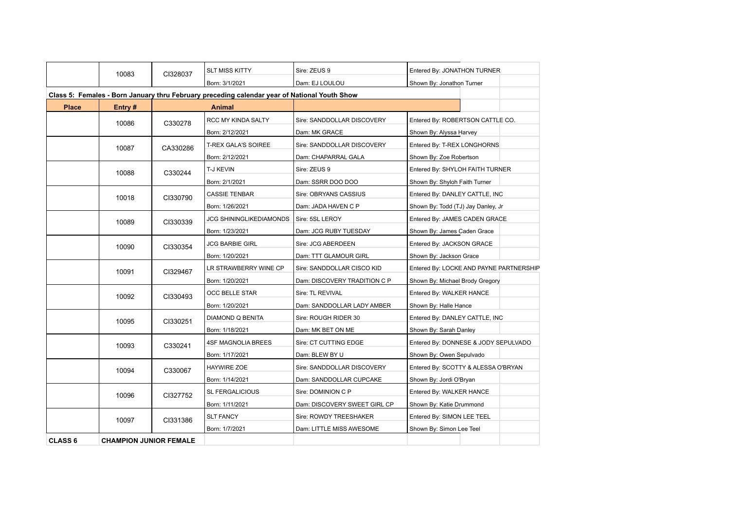| | | | | | |
|---|---|---|---|---|---|
| | 10083 | CI328037 | SLT MISS KITTY | Sire: ZEUS 9 | Entered By: JONATHON TURNER |
| | | | Born: 3/1/2021 | Dam: EJ LOULOU | Shown By: Jonathon Turner |

**Class 5: Females - Born January thru February preceding calendar year of National Youth Show**

| Place | Entry # | | Animal | | |
|---|---|---|---|---|---|
| | 10086 | C330278 | RCC MY KINDA SALTY | Sire: SANDDOLLAR DISCOVERY | Entered By: ROBERTSON CATTLE CO. |
| | | | Born: 2/12/2021 | Dam: MK GRACE | Shown By: Alyssa Harvey |
| | 10087 | CA330286 | T-REX GALA'S SOIREE | Sire: SANDDOLLAR DISCOVERY | Entered By: T-REX LONGHORNS |
| | | | Born: 2/12/2021 | Dam: CHAPARRAL GALA | Shown By: Zoe Robertson |
| | 10088 | C330244 | T-J KEVIN | Sire: ZEUS 9 | Entered By: SHYLOH FAITH TURNER |
| | | | Born: 2/1/2021 | Dam: SSRR DOO DOO | Shown By: Shyloh Faith Turner |
| | 10018 | CI330790 | CASSIE TENBAR | Sire: OBRYANS CASSIUS | Entered By: DANLEY CATTLE, INC |
| | | | Born: 1/26/2021 | Dam: JADA HAVEN C P | Shown By: Todd (TJ) Jay Danley, Jr |
| | 10089 | CI330339 | JCG SHININGLIKEDIAMONDS | Sire: 5SL LEROY | Entered By: JAMES CADEN GRACE |
| | | | Born: 1/23/2021 | Dam: JCG RUBY TUESDAY | Shown By: James Caden Grace |
| | 10090 | CI330354 | JCG BARBIE GIRL | Sire: JCG ABERDEEN | Entered By: JACKSON GRACE |
| | | | Born: 1/20/2021 | Dam: TTT GLAMOUR GIRL | Shown By: Jackson Grace |
| | 10091 | CI329467 | LR STRAWBERRY WINE CP | Sire: SANDDOLLAR CISCO KID | Entered By: LOCKE AND PAYNE PARTNERSHIP |
| | | | Born: 1/20/2021 | Dam: DISCOVERY TRADITION C P | Shown By: Michael Brody Gregory |
| | 10092 | CI330493 | OCC BELLE STAR | Sire: TL REVIVAL | Entered By: WALKER HANCE |
| | | | Born: 1/20/2021 | Dam: SANDDOLLAR LADY AMBER | Shown By: Halle Hance |
| | 10095 | CI330251 | DIAMOND Q BENITA | Sire: ROUGH RIDER 30 | Entered By: DANLEY CATTLE, INC |
| | | | Born: 1/18/2021 | Dam: MK BET ON ME | Shown By: Sarah Danley |
| | 10093 | C330241 | 4SF MAGNOLIA BREES | Sire: CT CUTTING EDGE | Entered By: DONNESE & JODY SEPULVADO |
| | | | Born: 1/17/2021 | Dam: BLEW BY U | Shown By: Owen Sepulvado |
| | 10094 | C330067 | HAYWIRE ZOE | Sire: SANDDOLLAR DISCOVERY | Entered By: SCOTTY & ALESSA O'BRYAN |
| | | | Born: 1/14/2021 | Dam: SANDDOLLAR CUPCAKE | Shown By: Jordi O'Bryan |
| | 10096 | CI327752 | SL FERGALICIOUS | Sire: DOMINION C P | Entered By: WALKER HANCE |
| | | | Born: 1/11/2021 | Dam: DISCOVERY SWEET GIRL CP | Shown By: Katie Drummond |
| | 10097 | CI331386 | SLT FANCY | Sire: ROWDY TREESHAKER | Entered By: SIMON LEE TEEL |
| | | | Born: 1/7/2021 | Dam: LITTLE MISS AWESOME | Shown By: Simon Lee Teel |
| **CLASS 6** | **CHAMPION JUNIOR FEMALE** | | | | |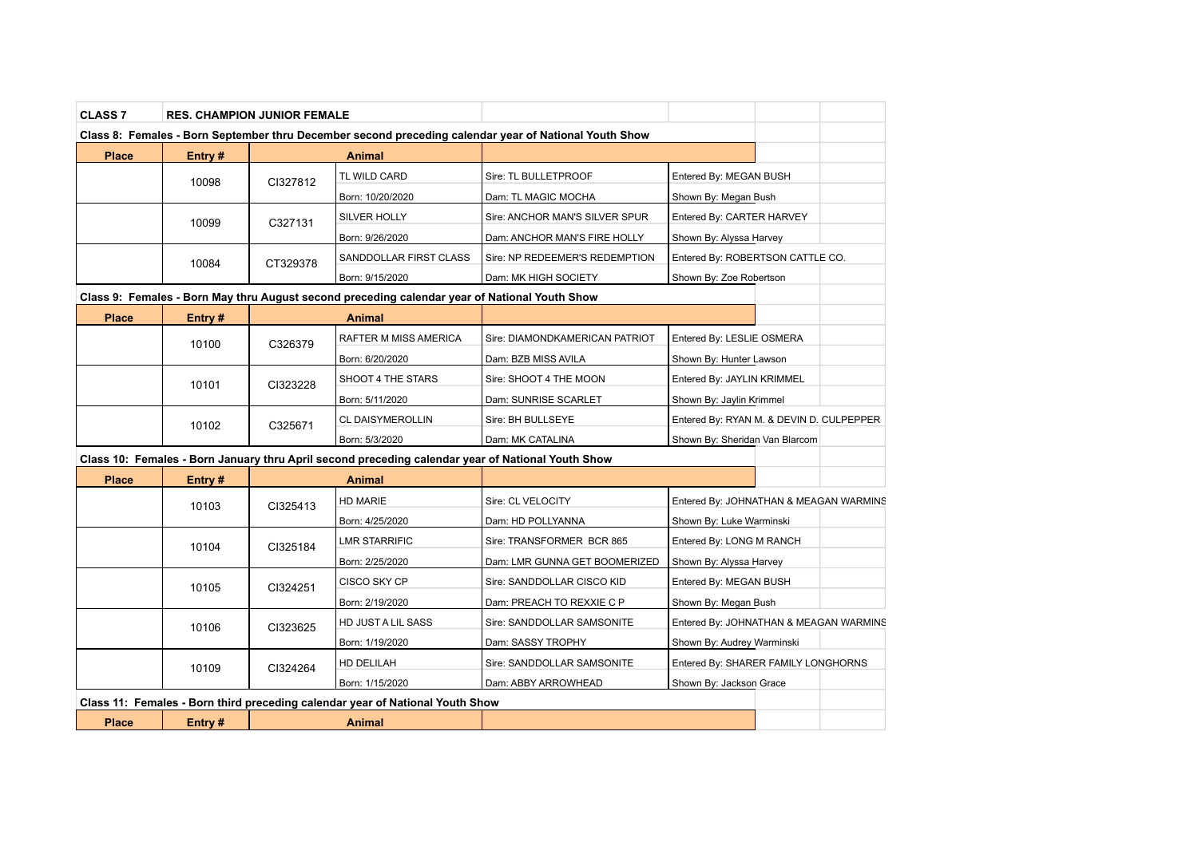| CLASS 7 | RES. CHAMPION JUNIOR FEMALE | | | | |
|---|---|---|---|---|---|

**Class 8: Females - Born September thru December second preceding calendar year of National Youth Show**

| Place | Entry # | Animal | | | |
|---|---|---|---|---|---|
| | 10098 | CI327812 | TL WILD CARD | Sire: TL BULLETPROOF | Entered By: MEGAN BUSH |
| | | | Born: 10/20/2020 | Dam: TL MAGIC MOCHA | Shown By: Megan Bush |
| | 10099 | C327131 | SILVER HOLLY | Sire: ANCHOR MAN'S SILVER SPUR | Entered By: CARTER HARVEY |
| | | | Born: 9/26/2020 | Dam: ANCHOR MAN'S FIRE HOLLY | Shown By: Alyssa Harvey |
| | 10084 | CT329378 | SANDDOLLAR FIRST CLASS | Sire: NP REDEEMER'S REDEMPTION | Entered By: ROBERTSON CATTLE CO. |
| | | | Born: 9/15/2020 | Dam: MK HIGH SOCIETY | Shown By: Zoe Robertson |

**Class 9: Females - Born May thru August second preceding calendar year of National Youth Show**

| Place | Entry # | Animal | | | |
|---|---|---|---|---|---|
| | 10100 | C326379 | RAFTER M MISS AMERICA | Sire: DIAMONDKAMERICAN PATRIOT | Entered By: LESLIE OSMERA |
| | | | Born: 6/20/2020 | Dam: BZB MISS AVILA | Shown By: Hunter Lawson |
| | 10101 | CI323228 | SHOOT 4 THE STARS | Sire: SHOOT 4 THE MOON | Entered By: JAYLIN KRIMMEL |
| | | | Born: 5/11/2020 | Dam: SUNRISE SCARLET | Shown By: Jaylin Krimmel |
| | 10102 | C325671 | CL DAISYMEROLLIN | Sire: BH BULLSEYE | Entered By: RYAN M. & DEVIN D. CULPEPPER |
| | | | Born: 5/3/2020 | Dam: MK CATALINA | Shown By: Sheridan Van Blarcom |

**Class 10: Females - Born January thru April second preceding calendar year of National Youth Show**

| Place | Entry # | Animal | | | |
|---|---|---|---|---|---|
| | 10103 | CI325413 | HD MARIE | Sire: CL VELOCITY | Entered By: JOHNATHAN & MEAGAN WARMINS |
| | | | Born: 4/25/2020 | Dam: HD POLLYANNA | Shown By: Luke Warminski |
| | 10104 | CI325184 | LMR STARRIFIC | Sire: TRANSFORMER BCR 865 | Entered By: LONG M RANCH |
| | | | Born: 2/25/2020 | Dam: LMR GUNNA GET BOOMERIZED | Shown By: Alyssa Harvey |
| | 10105 | CI324251 | CISCO SKY CP | Sire: SANDDOLLAR CISCO KID | Entered By: MEGAN BUSH |
| | | | Born: 2/19/2020 | Dam: PREACH TO REXXIE C P | Shown By: Megan Bush |
| | 10106 | CI323625 | HD JUST A LIL SASS | Sire: SANDDOLLAR SAMSONITE | Entered By: JOHNATHAN & MEAGAN WARMINS |
| | | | Born: 1/19/2020 | Dam: SASSY TROPHY | Shown By: Audrey Warminski |
| | 10109 | CI324264 | HD DELILAH | Sire: SANDDOLLAR SAMSONITE | Entered By: SHARER FAMILY LONGHORNS |
| | | | Born: 1/15/2020 | Dam: ABBY ARROWHEAD | Shown By: Jackson Grace |

**Class 11: Females - Born third preceding calendar year of National Youth Show**

| Place | Entry # | Animal | | | |
|---|---|---|---|---|---|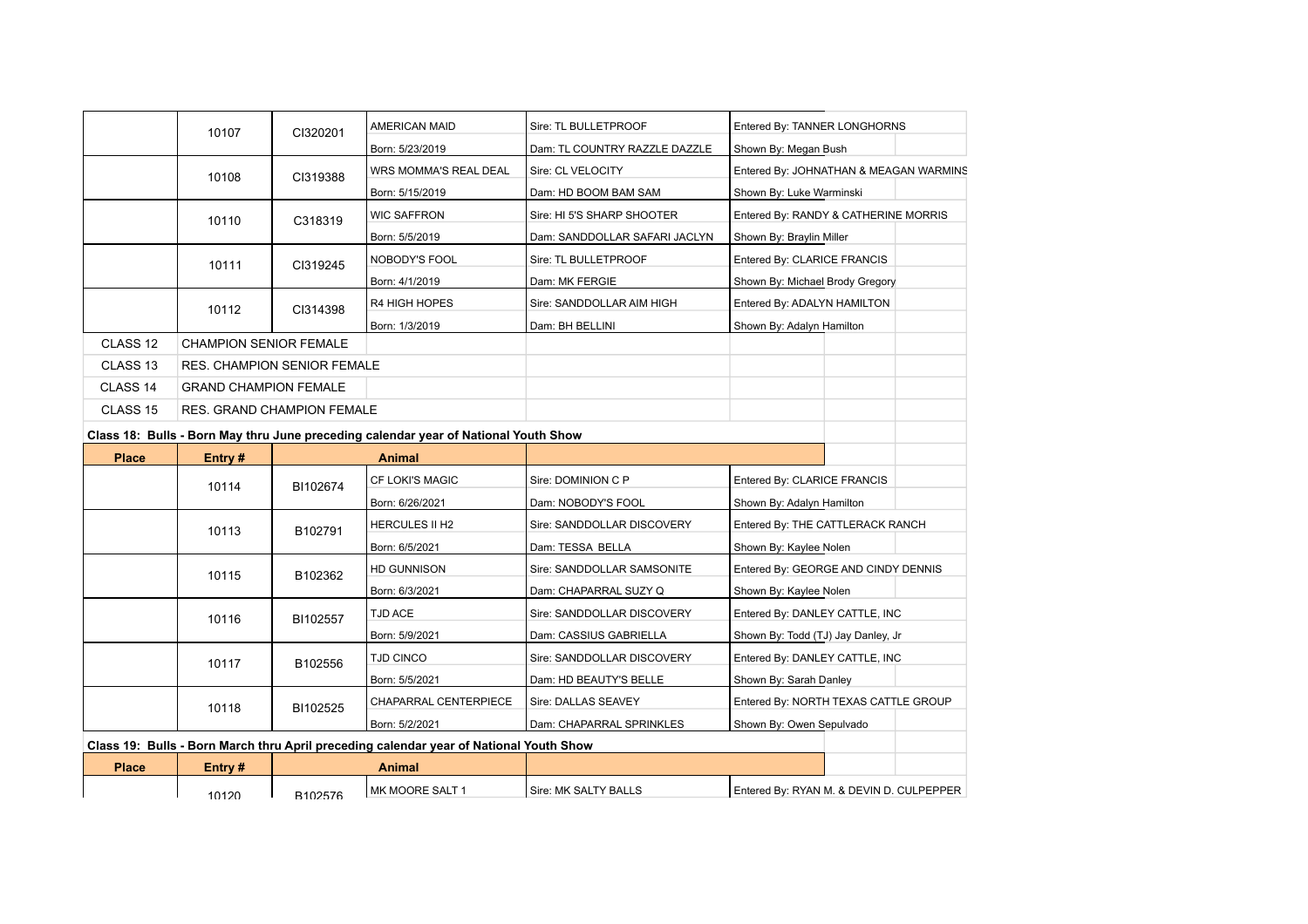| Place | Entry # | | Animal | | |
|---|---|---|---|---|---|
| | 10107 | CI320201 | AMERICAN MAID | Sire: TL BULLETPROOF | Entered By: TANNER LONGHORNS |
| | | | Born: 5/23/2019 | Dam: TL COUNTRY RAZZLE DAZZLE | Shown By: Megan Bush |
| | 10108 | CI319388 | WRS MOMMA'S REAL DEAL | Sire: CL VELOCITY | Entered By: JOHNATHAN & MEAGAN WARMINS |
| | | | Born: 5/15/2019 | Dam: HD BOOM BAM SAM | Shown By: Luke Warminski |
| | 10110 | C318319 | WIC SAFFRON | Sire: HI 5'S SHARP SHOOTER | Entered By: RANDY & CATHERINE MORRIS |
| | | | Born: 5/5/2019 | Dam: SANDDOLLAR SAFARI JACLYN | Shown By: Braylin Miller |
| | 10111 | CI319245 | NOBODY'S FOOL | Sire: TL BULLETPROOF | Entered By: CLARICE FRANCIS |
| | | | Born: 4/1/2019 | Dam: MK FERGIE | Shown By: Michael Brody Gregory |
| | 10112 | CI314398 | R4 HIGH HOPES | Sire: SANDDOLLAR AIM HIGH | Entered By: ADALYN HAMILTON |
| | | | Born: 1/3/2019 | Dam: BH BELLINI | Shown By: Adalyn Hamilton |
| CLASS 12 | CHAMPION SENIOR FEMALE | | | | |
| CLASS 13 | RES. CHAMPION SENIOR FEMALE | | | | |
| CLASS 14 | GRAND CHAMPION FEMALE | | | | |
| CLASS 15 | RES. GRAND CHAMPION FEMALE | | | | |

**Class 18: Bulls - Born May thru June preceding calendar year of National Youth Show**

| Place | Entry # | | Animal | | |
|---|---|---|---|---|---|
| | 10114 | BI102674 | CF LOKI'S MAGIC | Sire: DOMINION C P | Entered By: CLARICE FRANCIS |
| | | | Born: 6/26/2021 | Dam: NOBODY'S FOOL | Shown By: Adalyn Hamilton |
| | 10113 | B102791 | HERCULES II H2 | Sire: SANDDOLLAR DISCOVERY | Entered By: THE CATTLERACK RANCH |
| | | | Born: 6/5/2021 | Dam: TESSA BELLA | Shown By: Kaylee Nolen |
| | 10115 | B102362 | HD GUNNISON | Sire: SANDDOLLAR SAMSONITE | Entered By: GEORGE AND CINDY DENNIS |
| | | | Born: 6/3/2021 | Dam: CHAPARRAL SUZY Q | Shown By: Kaylee Nolen |
| | 10116 | BI102557 | TJD ACE | Sire: SANDDOLLAR DISCOVERY | Entered By: DANLEY CATTLE, INC |
| | | | Born: 5/9/2021 | Dam: CASSIUS GABRIELLA | Shown By: Todd (TJ) Jay Danley, Jr |
| | 10117 | B102556 | TJD CINCO | Sire: SANDDOLLAR DISCOVERY | Entered By: DANLEY CATTLE, INC |
| | | | Born: 5/5/2021 | Dam: HD BEAUTY'S BELLE | Shown By: Sarah Danley |
| | 10118 | BI102525 | CHAPARRAL CENTERPIECE | Sire: DALLAS SEAVEY | Entered By: NORTH TEXAS CATTLE GROUP |
| | | | Born: 5/2/2021 | Dam: CHAPARRAL SPRINKLES | Shown By: Owen Sepulvado |

**Class 19: Bulls - Born March thru April preceding calendar year of National Youth Show**

| Place | Entry # | | Animal | | |
|---|---|---|---|---|---|
| | 10120 | B102576 | MK MOORE SALT 1 | Sire: MK SALTY BALLS | Entered By: RYAN M. & DEVIN D. CULPEPPER |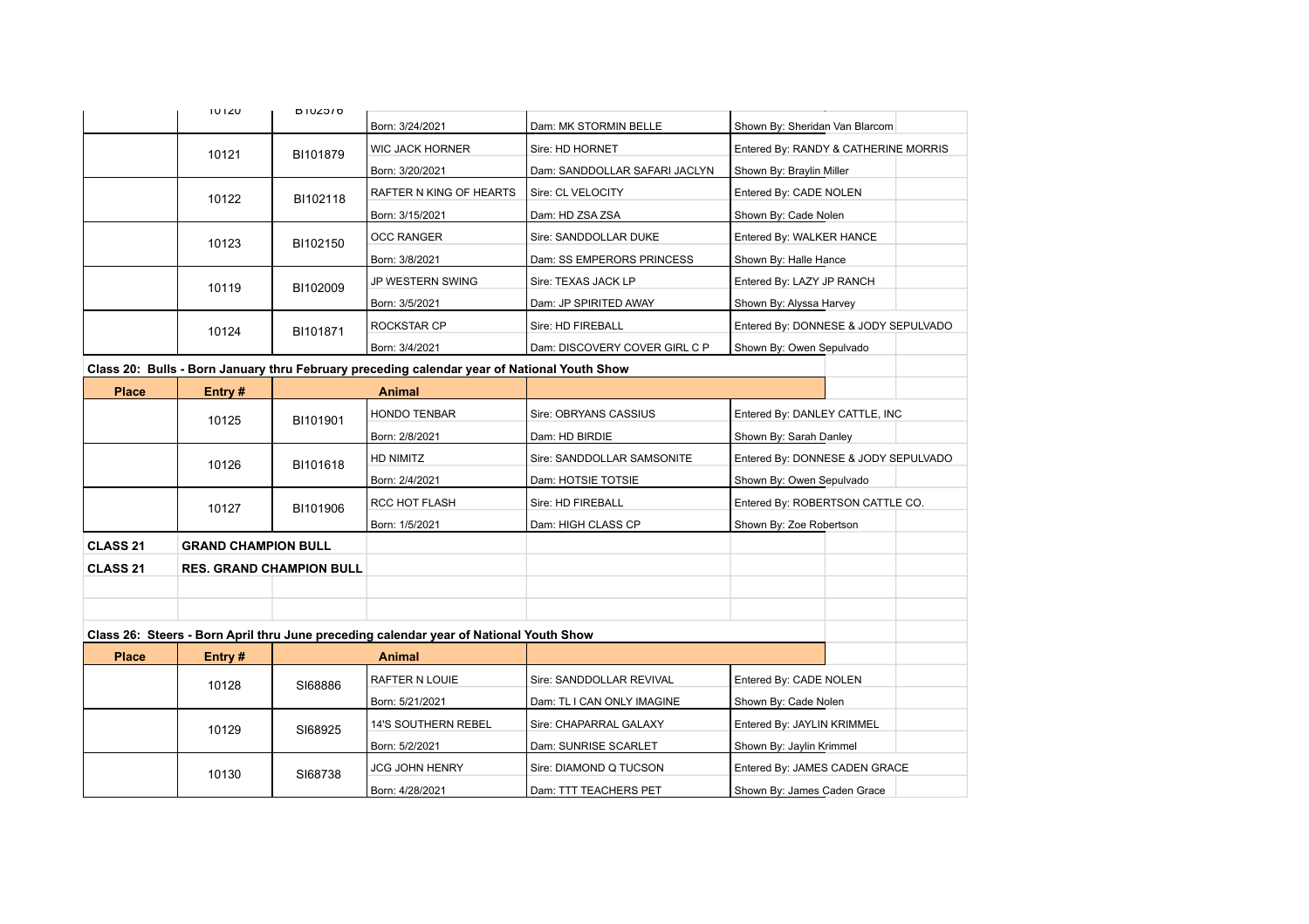| | 10120 | BI102576 | Born: 3/24/2021 | Dam: MK STORMIN BELLE | Shown By: Sheridan Van Blarcom |
|---|---|---|---|---|---|
| | 10121 | BI101879 | WIC JACK HORNER | Sire: HD HORNET | Entered By: RANDY & CATHERINE MORRIS |
| | | | Born: 3/20/2021 | Dam: SANDDOLLAR SAFARI JACLYN | Shown By: Braylin Miller |
| | 10122 | BI102118 | RAFTER N KING OF HEARTS | Sire: CL VELOCITY | Entered By: CADE NOLEN |
| | | | Born: 3/15/2021 | Dam: HD ZSA ZSA | Shown By: Cade Nolen |
| | 10123 | BI102150 | OCC RANGER | Sire: SANDDOLLAR DUKE | Entered By: WALKER HANCE |
| | | | Born: 3/8/2021 | Dam: SS EMPERORS PRINCESS | Shown By: Halle Hance |
| | 10119 | BI102009 | JP WESTERN SWING | Sire: TEXAS JACK LP | Entered By: LAZY JP RANCH |
| | | | Born: 3/5/2021 | Dam: JP SPIRITED AWAY | Shown By: Alyssa Harvey |
| | 10124 | BI101871 | ROCKSTAR CP | Sire: HD FIREBALL | Entered By: DONNESE & JODY SEPULVADO |
| | | | Born: 3/4/2021 | Dam: DISCOVERY COVER GIRL C P | Shown By: Owen Sepulvado |

**Class 20: Bulls - Born January thru February preceding calendar year of National Youth Show**

| Place | Entry # | | Animal | | |
|---|---|---|---|---|---|
| | 10125 | BI101901 | HONDO TENBAR | Sire: OBRYANS CASSIUS | Entered By: DANLEY CATTLE, INC |
| | | | Born: 2/8/2021 | Dam: HD BIRDIE | Shown By: Sarah Danley |
| | 10126 | BI101618 | HD NIMITZ | Sire: SANDDOLLAR SAMSONITE | Entered By: DONNESE & JODY SEPULVADO |
| | | | Born: 2/4/2021 | Dam: HOTSIE TOTSIE | Shown By: Owen Sepulvado |
| | 10127 | BI101906 | RCC HOT FLASH | Sire: HD FIREBALL | Entered By: ROBERTSON CATTLE CO. |
| | | | Born: 1/5/2021 | Dam: HIGH CLASS CP | Shown By: Zoe Robertson |

| | |
|---|---|
| **CLASS 21** | **GRAND CHAMPION BULL** |
| **CLASS 21** | **RES. GRAND CHAMPION BULL** |

**Class 26: Steers - Born April thru June preceding calendar year of National Youth Show**

| Place | Entry # | | Animal | | |
|---|---|---|---|---|---|
| | 10128 | SI68886 | RAFTER N LOUIE | Sire: SANDDOLLAR REVIVAL | Entered By: CADE NOLEN |
| | | | Born: 5/21/2021 | Dam: TL I CAN ONLY IMAGINE | Shown By: Cade Nolen |
| | 10129 | SI68925 | 14'S SOUTHERN REBEL | Sire: CHAPARRAL GALAXY | Entered By: JAYLIN KRIMMEL |
| | | | Born: 5/2/2021 | Dam: SUNRISE SCARLET | Shown By: Jaylin Krimmel |
| | 10130 | SI68738 | JCG JOHN HENRY | Sire: DIAMOND Q TUCSON | Entered By: JAMES CADEN GRACE |
| | | | Born: 4/28/2021 | Dam: TTT TEACHERS PET | Shown By: James Caden Grace |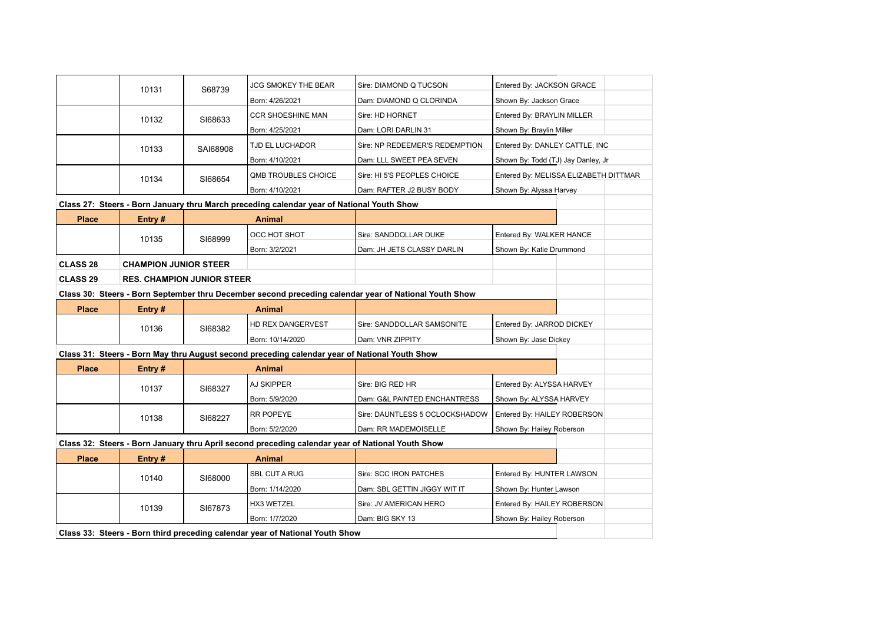| Place | Entry # | | Animal | | |
|---|---|---|---|---|---|
| | 10131 | S68739 | JCG SMOKEY THE BEAR | Sire: DIAMOND Q TUCSON | Entered By: JACKSON GRACE |
| | | | Born: 4/26/2021 | Dam: DIAMOND Q CLORINDA | Shown By: Jackson Grace |
| | 10132 | SI68633 | CCR SHOESHINE MAN | Sire: HD HORNET | Entered By: BRAYLIN MILLER |
| | | | Born: 4/25/2021 | Dam: LORI DARLIN 31 | Shown By: Braylin Miller |
| | 10133 | SAI68908 | TJD EL LUCHADOR | Sire: NP REDEEMER'S REDEMPTION | Entered By: DANLEY CATTLE, INC |
| | | | Born: 4/10/2021 | Dam: LLL SWEET PEA SEVEN | Shown By: Todd (TJ) Jay Danley, Jr |
| | 10134 | SI68654 | QMB TROUBLES CHOICE | Sire: HI 5'S PEOPLES CHOICE | Entered By: MELISSA ELIZABETH DITTMAR |
| | | | Born: 4/10/2021 | Dam: RAFTER J2 BUSY BODY | Shown By: Alyssa Harvey |

**Class 27: Steers - Born January thru March preceding calendar year of National Youth Show**

| Place | Entry # | | Animal | | |
|---|---|---|---|---|---|
| | 10135 | SI68999 | OCC HOT SHOT | Sire: SANDDOLLAR DUKE | Entered By: WALKER HANCE |
| | | | Born: 3/2/2021 | Dam: JH JETS CLASSY DARLIN | Shown By: Katie Drummond |

| | |
|---|---|
| **CLASS 28** | **CHAMPION JUNIOR STEER** |
| **CLASS 29** | **RES. CHAMPION JUNIOR STEER** |

**Class 30: Steers - Born September thru December second preceding calendar year of National Youth Show**

| Place | Entry # | | Animal | | |
|---|---|---|---|---|---|
| | 10136 | SI68382 | HD REX DANGERVEST | Sire: SANDDOLLAR SAMSONITE | Entered By: JARROD DICKEY |
| | | | Born: 10/14/2020 | Dam: VNR ZIPPITY | Shown By: Jase Dickey |

**Class 31: Steers - Born May thru August second preceding calendar year of National Youth Show**

| Place | Entry # | | Animal | | |
|---|---|---|---|---|---|
| | 10137 | SI68327 | AJ SKIPPER | Sire: BIG RED HR | Entered By: ALYSSA HARVEY |
| | | | Born: 5/9/2020 | Dam: G&L PAINTED ENCHANTRESS | Shown By: ALYSSA HARVEY |
| | 10138 | SI68227 | RR POPEYE | Sire: DAUNTLESS 5 OCLOCKSHADOW | Entered By: HAILEY ROBERSON |
| | | | Born: 5/2/2020 | Dam: RR MADEMOISELLE | Shown By: Hailey Roberson |

**Class 32: Steers - Born January thru April second preceding calendar year of National Youth Show**

| Place | Entry # | | Animal | | |
|---|---|---|---|---|---|
| | 10140 | SI68000 | SBL CUT A RUG | Sire: SCC IRON PATCHES | Entered By: HUNTER LAWSON |
| | | | Born: 1/14/2020 | Dam: SBL GETTIN JIGGY WIT IT | Shown By: Hunter Lawson |
| | 10139 | SI67873 | HX3 WETZEL | Sire: JV AMERICAN HERO | Entered By: HAILEY ROBERSON |
| | | | Born: 1/7/2020 | Dam: BIG SKY 13 | Shown By: Hailey Roberson |

**Class 33: Steers - Born third preceding calendar year of National Youth Show**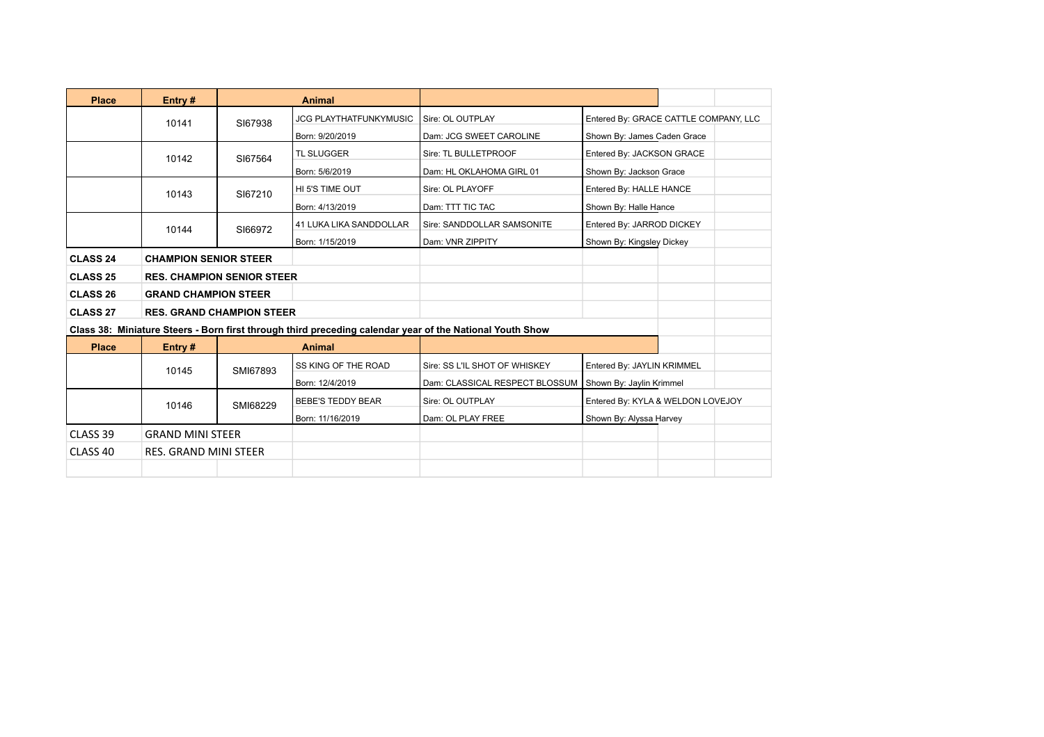| Place | Entry # | | Animal | | |
|---|---|---|---|---|---|
| | 10141 | SI67938 | JCG PLAYTHATFUNKYMUSIC | Sire: OL OUTPLAY | Entered By: GRACE CATTLE COMPANY, LLC |
| | | | Born: 9/20/2019 | Dam: JCG SWEET CAROLINE | Shown By: James Caden Grace |
| | 10142 | SI67564 | TL SLUGGER | Sire: TL BULLETPROOF | Entered By: JACKSON GRACE |
| | | | Born: 5/6/2019 | Dam: HL OKLAHOMA GIRL 01 | Shown By: Jackson Grace |
| | 10143 | SI67210 | HI 5'S TIME OUT | Sire: OL PLAYOFF | Entered By: HALLE HANCE |
| | | | Born: 4/13/2019 | Dam: TTT TIC TAC | Shown By: Halle Hance |
| | 10144 | SI66972 | 41 LUKA LIKA SANDDOLLAR | Sire: SANDDOLLAR SAMSONITE | Entered By: JARROD DICKEY |
| | | | Born: 1/15/2019 | Dam: VNR ZIPPITY | Shown By: Kingsley Dickey |
| **CLASS 24** | **CHAMPION SENIOR STEER** | | | | |
| **CLASS 25** | **RES. CHAMPION SENIOR STEER** | | | | |
| **CLASS 26** | **GRAND CHAMPION STEER** | | | | |
| **CLASS 27** | **RES. GRAND CHAMPION STEER** | | | | |

**Class 38: Miniature Steers - Born first through third preceding calendar year of the National Youth Show**

| Place | Entry # | | Animal | | |
|---|---|---|---|---|---|
| | 10145 | SMI67893 | SS KING OF THE ROAD | Sire: SS L'IL SHOT OF WHISKEY | Entered By: JAYLIN KRIMMEL |
| | | | Born: 12/4/2019 | Dam: CLASSICAL RESPECT BLOSSUM | Shown By: Jaylin Krimmel |
| | 10146 | SMI68229 | BEBE'S TEDDY BEAR | Sire: OL OUTPLAY | Entered By: KYLA & WELDON LOVEJOY |
| | | | Born: 11/16/2019 | Dam: OL PLAY FREE | Shown By: Alyssa Harvey |
| CLASS 39 | GRAND MINI STEER | | | | |
| CLASS 40 | RES. GRAND MINI STEER | | | | |